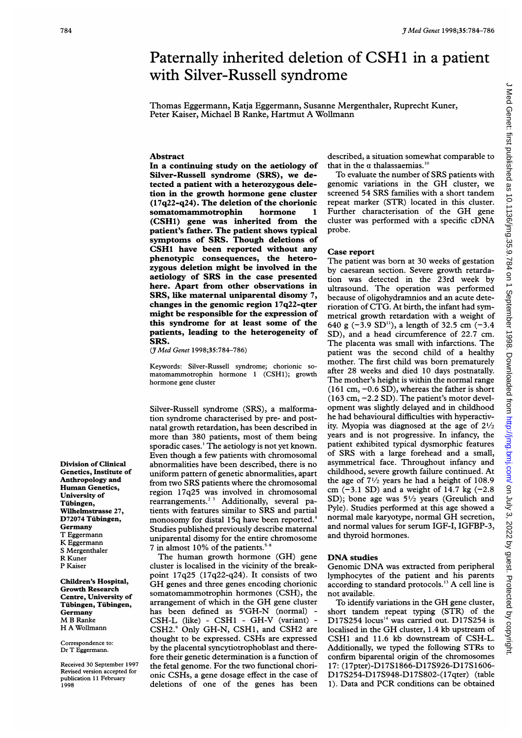# Paternally inherited deletion of CSH1 in a patient with Silver-Russell syndrome

Thomas Eggermann, Katja Eggermann, Susanne Mergenthaler, Ruprecht Kuner, Peter Kaiser, Michael B Ranke, Hartmut A Wollmann

Division of Clinical Genetics, Institute of Anthropology and Human Genetics, University of Tübingen, Wilhelmstrasse 27, D72074 Tübingen, Germany
T Eggermann
K Eggermann
S Mergenthaler
R Kuner
P Kaiser

Children's Hospital, Growth Research Centre, University of Tübingen, Tübingen, Germany
M B Ranke
H A Wollmann

Correspondence to: Dr T Eggermann.

Received 30 September 1997
Revised version accepted for publication 11 February 1998

## Abstract

**In a continuing study on the aetiology of Silver-Russell syndrome (SRS), we detected a patient with a heterozygous deletion in the growth hormone gene cluster (17q22-q24). The deletion of the chorionic somatomammotrophin hormone 1 (CSH1) gene was inherited from the patient's father. The patient shows typical symptoms of SRS. Though deletions of CSH1 have been reported without any phenotypic consequences, the heterozygous deletion might be involved in the aetiology of SRS in the case presented here. Apart from other observations in SRS, like maternal uniparental disomy 7, changes in the genomic region 17q22-qter might be responsible for the expression of this syndrome for at least some of the patients, leading to the heterogeneity of SRS.**

(*J Med Genet* 1998;35:784–786)

Keywords: Silver-Russell syndrome; chorionic somatomammotrophin hormone 1 (CSH1); growth hormone gene cluster

Silver-Russell syndrome (SRS), a malformation syndrome characterised by pre- and postnatal growth retardation, has been described in more than 380 patients, most of them being sporadic cases.[1] The aetiology is not yet known. Even though a few patients with chromosomal abnormalities have been described, there is no uniform pattern of genetic abnormalities, apart from two SRS patients where the chromosomal region 17q25 was involved in chromosomal rearrangements.[2 3] Additionally, several patients with features similar to SRS and partial monosomy for distal 15q have been reported.[4] Studies published previously describe maternal uniparental disomy for the entire chromosome 7 in almost 10% of the patients.[5-8]

The human growth hormone (GH) gene cluster is localised in the vicinity of the breakpoint 17q25 (17q22-q24). It consists of two GH genes and three genes encoding chorionic somatomammotrophin hormones (CSH), the arrangement of which in the GH gene cluster has been defined as 5'GH-N (normal) - CSH-L (like) - CSH1 - GH-V (variant) - CSH2.[9] Only GH-N, CSH1, and CSH2 are thought to be expressed. CSHs are expressed by the placental syncytiotrophoblast and therefore their genetic determination is a function of the fetal genome. For the two functional chorionic CSHs, a gene dosage effect in the case of deletions of one of the genes has been described, a situation somewhat comparable to that in the α thalassaemias.[10]

To evaluate the number of SRS patients with genomic variations in the GH cluster, we screened 54 SRS families with a short tandem repeat marker (STR) located in this cluster. Further characterisation of the GH gene cluster was performed with a specific cDNA probe.

## Case report

The patient was born at 30 weeks of gestation by caesarean section. Severe growth retardation was detected in the 23rd week by ultrasound. The operation was performed because of oligohydramnios and an acute deterioration of CTG. At birth, the infant had symmetrical growth retardation with a weight of 640 g (−3.9 SD[11]), a length of 32.5 cm (−3.4 SD), and a head circumference of 22.7 cm. The placenta was small with infarctions. The patient was the second child of a healthy mother. The first child was born prematurely after 28 weeks and died 10 days postnatally. The mother's height is within the normal range (161 cm, −0.6 SD), whereas the father is short (163 cm, −2.2 SD). The patient's motor development was slightly delayed and in childhood he had behavioural difficulties with hyperactivity. Myopia was diagnosed at the age of 2½ years and is not progressive. In infancy, the patient exhibited typical dysmorphic features of SRS with a large forehead and a small, asymmetrical face. Throughout infancy and childhood, severe growth failure continued. At the age of 7½ years he had a height of 108.9 cm (−3.1 SD) and a weight of 14.7 kg (−2.8 SD); bone age was 5½ years (Greulich and Pyle). Studies performed at this age showed a normal male karyotype, normal GH secretion, and normal values for serum IGF-I, IGFBP-3, and thyroid hormones.

## DNA studies

Genomic DNA was extracted from peripheral lymphocytes of the patient and his parents according to standard protocols.[13] A cell line is not available.

To identify variations in the GH gene cluster, short tandem repeat typing (STR) of the D17S254 locus[14] was carried out. D17S254 is localised in the GH cluster, 1.4 kb upstream of CSH1 and 11.6 kb downstream of CSH-L. Additionally, we typed the following STRs to confirm biparental origin of the chromosomes 17: (17pter)-D17S1866-D17S926-D17S1606-D17S254-D17S948-D17S802-(17qter) (table 1). Data and PCR conditions can be obtained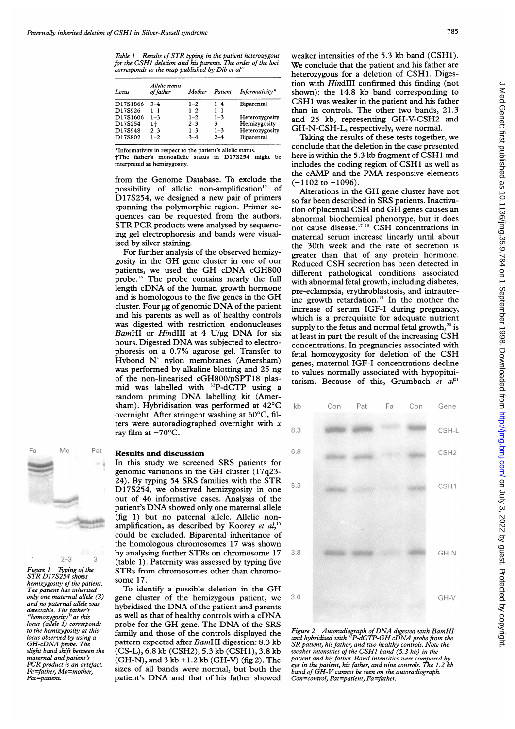Table 1 *Results of STR typing in the patient heterozygous for the CSH1 deletion and his parents. The order of the loci corresponds to the map published by Dib et al*[23]

| Locus | Allelic status of father | Mother | Patient | Informativity* |
|---|---|---|---|---|
| D17S1866 | 3–4 | 1–2 | 1–4 | Biparental |
| D17S926 | 1–1 | 1–2 | 1–1 | — |
| D17S1606 | 1–3 | 1–2 | 1–3 | Heterozygosity |
| D17S254 | 1† | 2–3 | 3 | Hemizygosity |
| D17S948 | 2–3 | 1–3 | 1–3 | Heterozygosity |
| D17S802 | 1–2 | 3–4 | 2–4 | Biparental |

*Informativity in respect to the patient's allelic status.
†The father's monoallelic status in D17S254 might be interpreted as hemizygosity.

from the Genome Database. To exclude the possibility of allelic non-amplification[15] of D17S254, we designed a new pair of primers spanning the polymorphic region. Primer sequences can be requested from the authors. STR PCR products were analysed by sequencing gel electrophoresis and bands were visualised by silver staining.

For further analysis of the observed hemizygosity in the GH gene cluster in one of our patients, we used the GH cDNA cGH800 probe.[16] The probe contains nearly the full length cDNA of the human growth hormone and is homologous to the five genes in the GH cluster. Four μg of genomic DNA of the patient and his parents as well as of healthy controls was digested with restriction endonucleases *Bam*HI or *Hin*dIII at 4 U/μg DNA for six hours. Digested DNA was subjected to electrophoresis on a 0.7% agarose gel. Transfer to Hybond $N^+$ nylon membranes (Amersham) was performed by alkaline blotting and 25 ng of the non-linearised cGH800/pSPT18 plasmid was labelled with $^{32}$P-dCTP using a random priming DNA labelling kit (Amersham). Hybridisation was performed at 42°C overnight. After stringent washing at 60°C, filters were autoradiographed overnight with *x* ray film at −70°C.

Figure 1 *Typing of the STR D17S254 shows hemizygosity of the patient. The patient has inherited only one maternal allele (3) and no paternal allele was detectable. The father's "homozygosity" at this locus (allele 1) corresponds to the hemizygosity at this locus observed by using a GH-cDNA probe. The slight band shift between the maternal and patient's PCR product is an artefact. Fa=father, Mo=mother, Pat=patient.*

## Results and discussion

In this study we screened SRS patients for genomic variations in the GH cluster (17q23-24). By typing 54 SRS families with the STR D17S254, we observed hemizygosity in one out of 46 informative cases. Analysis of the patient's DNA showed only one maternal allele (fig 1) but no paternal allele. Allelic non-amplification, as described by Koorey *et al*,[15] could be excluded. Biparental inheritance of the homologous chromosomes 17 was shown by analysing further STRs on chromosome 17 (table 1). Paternity was assessed by typing five STRs from chromosomes other than chromosome 17.

To identify a possible deletion in the GH gene cluster of the hemizygous patient, we hybridised the DNA of the patient and parents as well as that of healthy controls with a cDNA probe for the GH gene. The DNA of the SRS family and those of the controls displayed the pattern expected after *Bam*HI digestion: 8.3 kb (CS-L), 6.8 kb (CSH2), 5.3 kb (CSH1), 3.8 kb (GH-N), and 3 kb +1.2 kb (GH-V) (fig 2). The sizes of all bands were normal, but both the patient's DNA and that of his father showed weaker intensities of the 5.3 kb band (CSH1). We conclude that the patient and his father are heterozygous for a deletion of CSH1. Digestion with *Hin*dIII confirmed this finding (not shown): the 14.8 kb band corresponding to CSH1 was weaker in the patient and his father than in controls. The other two bands, 21.3 and 25 kb, representing GH-V-CSH2 and GH-N-CSH-L, respectively, were normal.

Taking the results of these tests together, we conclude that the deletion in the case presented here is within the 5.3 kb fragment of CSH1 and includes the coding region of CSH1 as well as the cAMP and the PMA responsive elements (−1102 to −1096).

Alterations in the GH gene cluster have not so far been described in SRS patients. Inactivation of placental CSH and GH genes causes an abnormal biochemical phenotype, but it does not cause disease.[17,18] CSH concentrations in maternal serum increase linearly until about the 30th week and the rate of secretion is greater than that of any protein hormone. Reduced CSH secretion has been detected in different pathological conditions associated with abnormal fetal growth, including diabetes, pre-eclampsia, erythroblastosis, and intrauterine growth retardation.[19] In the mother the increase of serum IGF-I during pregnancy, which is a prerequisite for adequate nutrient supply to the fetus and normal fetal growth,[20] is at least in part the result of the increasing CSH concentrations. In pregnancies associated with fetal homozygosity for deletion of the CSH genes, maternal IGF-I concentrations decline to values normally associated with hypopituitarism. Because of this, Grumbach *et al*[21]

Figure 2 *Autoradiograph of DNA digested with BamHI and hybridised with $^{32}$P-dCTP-GH cDNA probe from the SR patient, his father, and two healthy controls. Note the weaker intensities of the CSH1 band (5.3 kb) in the patient and his father. Band intensities were compared by eye in the patient, his father, and nine controls. The 1.2 kb band of GH-V cannot be seen on the autoradiograph. Con=control, Pat=patient, Fa=father.*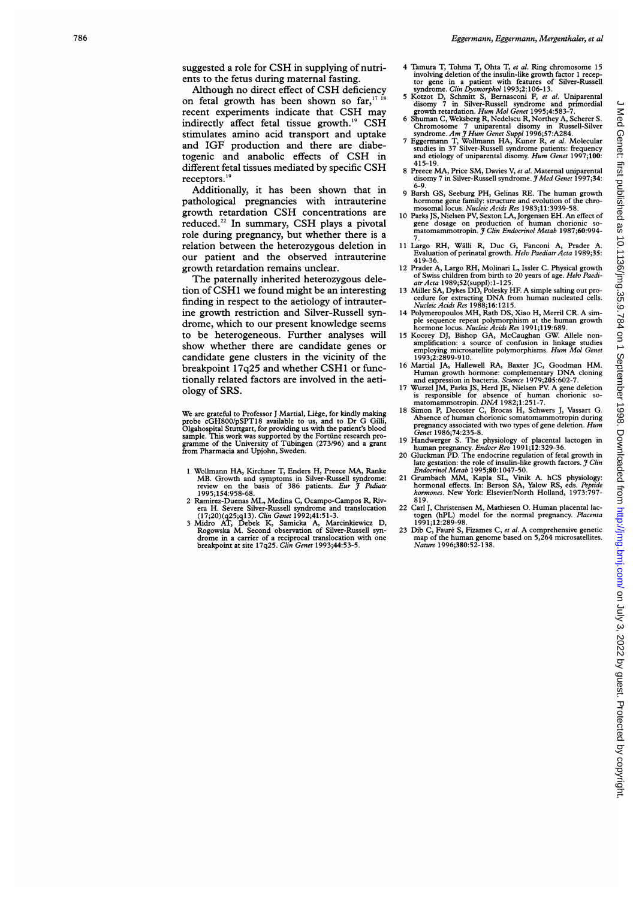suggested a role for CSH in supplying of nutrients to the fetus during maternal fasting.

Although no direct effect of CSH deficiency on fetal growth has been shown so far,[17 18] recent experiments indicate that CSH may indirectly affect fetal tissue growth.[19] CSH stimulates amino acid transport and uptake and IGF production and there are diabetogenic and anabolic effects of CSH in different fetal tissues mediated by specific CSH receptors.[19]

Additionally, it has been shown that in pathological pregnancies with intrauterine growth retardation CSH concentrations are reduced.[22] In summary, CSH plays a pivotal role during pregnancy, but whether there is a relation between the heterozygous deletion in our patient and the observed intrauterine growth retardation remains unclear.

The paternally inherited heterozygous deletion of CSH1 we found might be an interesting finding in respect to the aetiology of intrauterine growth restriction and Silver-Russell syndrome, which to our present knowledge seems to be heterogeneous. Further analyses will show whether there are candidate genes or candidate gene clusters in the vicinity of the breakpoint 17q25 and whether CSH1 or functionally related factors are involved in the aetiology of SRS.

We are grateful to Professor J Martial, Liège, for kindly making probe cGH800/pSPT18 available to us, and to Dr G Gilli, Olgahospital Stuttgart, for providing us with the patient's blood sample. This work was supported by the Fortüne research programme of the University of Tübingen (273/96) and a grant from Pharmacia and Upjohn, Sweden.

1 Wollmann HA, Kirchner T, Enders H, Preece MA, Ranke MB. Growth and symptoms in Silver-Russell syndrome: review on the basis of 386 patients. *Eur J Pediatr* 1995;**154**:958-68.
2 Ramirez-Duenas ML, Medina C, Ocampo-Campos R, Rivera H. Severe Silver-Russell syndrome and translocation (17;20)(q25;q13). *Clin Genet* 1992;**41**:51-3.
3 Midro AT, Debek K, Samicka A, Marcinkiewicz D, Rogowska M. Second observation of Silver-Russell syndrome in a carrier of a reciprocal translocation with one breakpoint at site 17q25. *Clin Genet* 1993;**44**:53-5.
4 Tamura T, Tohma T, Ohta T, *et al*. Ring chromosome 15 involving deletion of the insulin-like growth factor 1 receptor gene in a patient with features of Silver-Russell syndrome. *Clin Dysmorphol* 1993;**2**:106-13.
5 Kotzot D, Schmitt S, Bernasconi F, *et al*. Uniparental disomy 7 in Silver-Russell syndrome and primordial growth retardation. *Hum Mol Genet* 1995;**4**:583-7.
6 Shuman C, Weksberg R, Nedelscu R, Northey A, Scherer S. Chromosome 7 uniparental disomy in Russell-Silver syndrome. *Am J Hum Genet Suppl* 1996;**57**:A284.
7 Eggermann T, Wollmann HA, Kuner R, *et al*. Molecular studies in 37 Silver-Russell syndrome patients: frequency and etiology of uniparental disomy. *Hum Genet* 1997;**100**:415-19.
8 Preece MA, Price SM, Davies V, *et al*. Maternal uniparental disomy 7 in Silver-Russell syndrome. *J Med Genet* 1997;**34**:6-9.
9 Barsh GS, Seeburg PH, Gelinas RE. The human growth hormone gene family: structure and evolution of the chromosomal locus. *Nucleic Acids Res* 1983;**11**:3939-58.
10 Parks JS, Nielsen PV, Sexton LA, Jorgensen EH. An effect of gene dosage on production of human chorionic somatomammotropin. *J Clin Endocrinol Metab* 1987;**60**:994-7.
11 Largo RH, Wälli R, Duc G, Fanconi A, Prader A. Evaluation of perinatal growth. *Helv Paediatr Acta* 1989;**35**:419-36.
12 Prader A, Largo RH, Molinari L, Issler C. Physical growth of Swiss children from birth to 20 years of age. *Helv Paediatr Acta* 1989;**52**(suppl):1-125.
13 Miller SA, Dykes DD, Polesky HF. A simple salting out procedure for extracting DNA from human nucleated cells. *Nucleic Acids Res* 1988;**16**:1215.
14 Polymeropoulos MH, Rath DS, Xiao H, Merril CR. A simple sequence repeat polymorphism at the human growth hormone locus. *Nucleic Acids Res* 1991;**119**:689.
15 Koorey DJ, Bishop GA, McCaughan GW. Allele non-amplification: a source of confusion in linkage studies employing microsatellite polymorphisms. *Hum Mol Genet* 1993;**2**:2899-910.
16 Martial JA, Hallewell RA, Baxter JC, Goodman HM. Human growth hormone: complementary DNA cloning and expression in bacteria. *Science* 1979;**205**:602-7.
17 Wurzel JM, Parks JS, Herd JE, Nielsen PV. A gene deletion is responsible for absence of human chorionic somatomammotropin. *DNA* 1982;**1**:251-7.
18 Simon P, Decoster C, Brocas H, Schwers J, Vassart G. Absence of human chorionic somatomammotropin during pregnancy associated with two types of gene deletion. *Hum Genet* 1986;**74**:235-8.
19 Handwerger S. The physiology of placental lactogen in human pregnancy. *Endocr Rev* 1991;**12**:329-36.
20 Gluckman PD. The endocrine regulation of fetal growth in late gestation: the role of insulin-like growth factors. *J Clin Endocrinol Metab* 1995;**80**:1047-50.
21 Grumbach MM, Kapla SL, Vinik A. hCS physiology: hormonal effects. In: Berson SA, Yalow RS, eds. *Peptide hormones*. New York: Elsevier/North Holland, 1973:797-819.
22 Carl J, Christensen M, Mathiesen O. Human placental lactogen (hPL) model for the normal pregnancy. *Placenta* 1991;**12**:289-98.
23 Dib C, Fauré S, Fizames C, *et al*. A comprehensive genetic map of the human genome based on 5,264 microsatellites. *Nature* 1996;**380**:52-138.